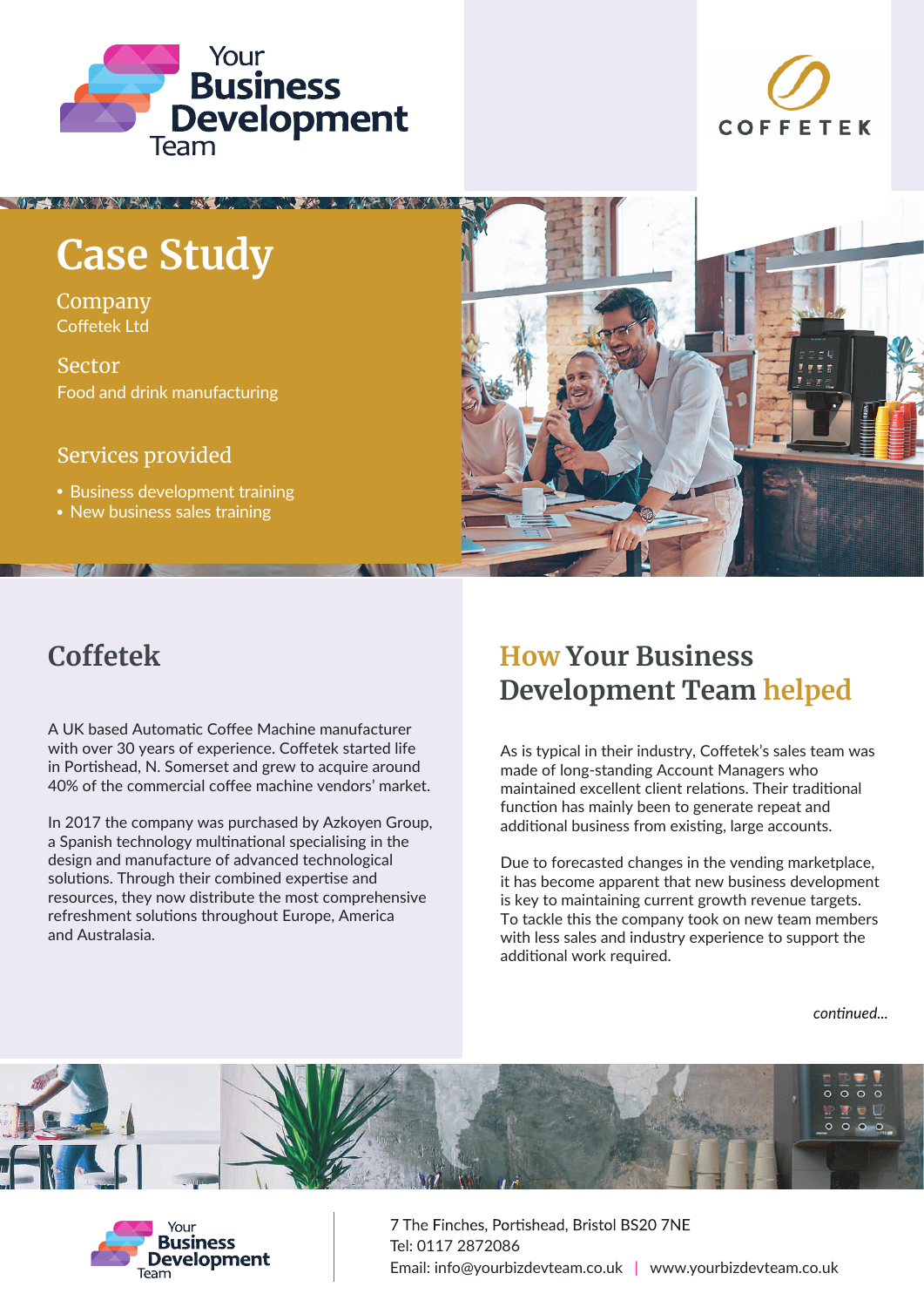Your Business Development Team

COFFETEK

# Case Study

**Company**
Coffetek Ltd

**Sector**
Food and drink manufacturing

**Services provided**

- Business development training
- New business sales training

## Coffetek

A UK based Automatic Coffee Machine manufacturer with over 30 years of experience. Coffetek started life in Portishead, N. Somerset and grew to acquire around 40% of the commercial coffee machine vendors' market.

In 2017 the company was purchased by Azkoyen Group, a Spanish technology multinational specialising in the design and manufacture of advanced technological solutions. Through their combined expertise and resources, they now distribute the most comprehensive refreshment solutions throughout Europe, America and Australasia.

## How Your Business Development Team helped

As is typical in their industry, Coffetek's sales team was made of long-standing Account Managers who maintained excellent client relations. Their traditional function has mainly been to generate repeat and additional business from existing, large accounts.

Due to forecasted changes in the vending marketplace, it has become apparent that new business development is key to maintaining current growth revenue targets. To tackle this the company took on new team members with less sales and industry experience to support the additional work required.

*continued...*

Your Business Development Team

7 The Finches, Portishead, Bristol BS20 7NE
Tel: 0117 2872086
Email: info@yourbizdevteam.co.uk | www.yourbizdevteam.co.uk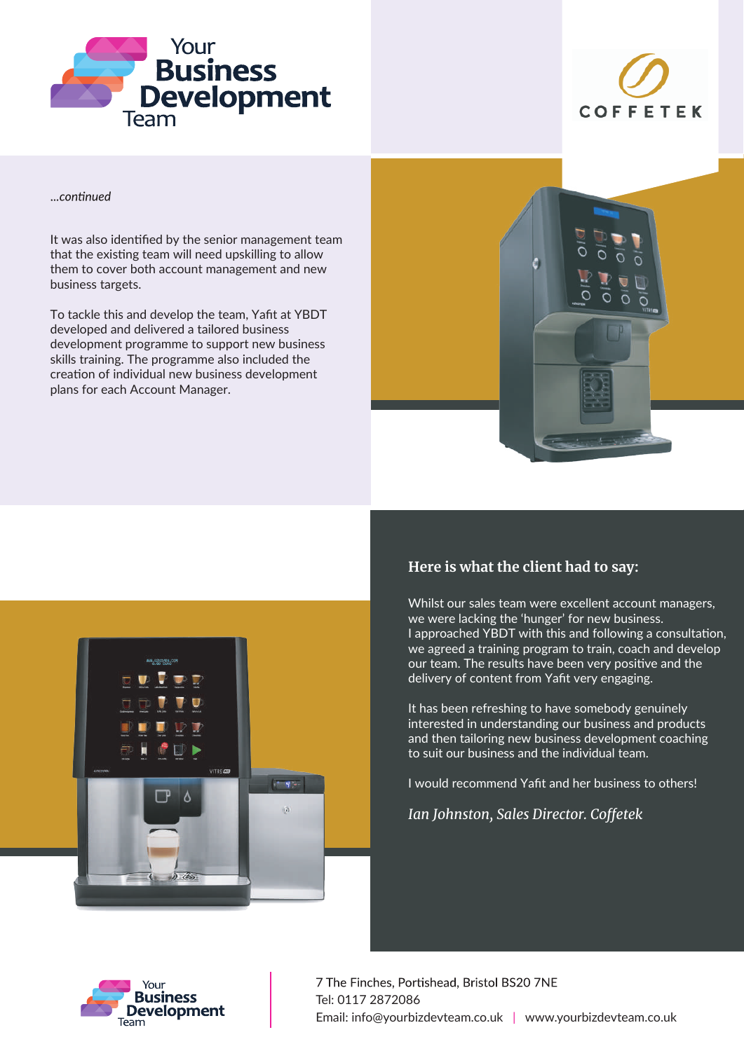*...continued*

It was also identified by the senior management team that the existing team will need upskilling to allow them to cover both account management and new business targets.

To tackle this and develop the team, Yafit at YBDT developed and delivered a tailored business development programme to support new business skills training. The programme also included the creation of individual new business development plans for each Account Manager.

## Here is what the client had to say:

Whilst our sales team were excellent account managers, we were lacking the 'hunger' for new business.
I approached YBDT with this and following a consultation, we agreed a training program to train, coach and develop our team. The results have been very positive and the delivery of content from Yafit very engaging.

It has been refreshing to have somebody genuinely interested in understanding our business and products and then tailoring new business development coaching to suit our business and the individual team.

I would recommend Yafit and her business to others!

*Ian Johnston, Sales Director. Coffetek*

Your Business Development Team

7 The Finches, Portishead, Bristol BS20 7NE
Tel: 0117 2872086
Email: info@yourbizdevteam.co.uk | www.yourbizdevteam.co.uk